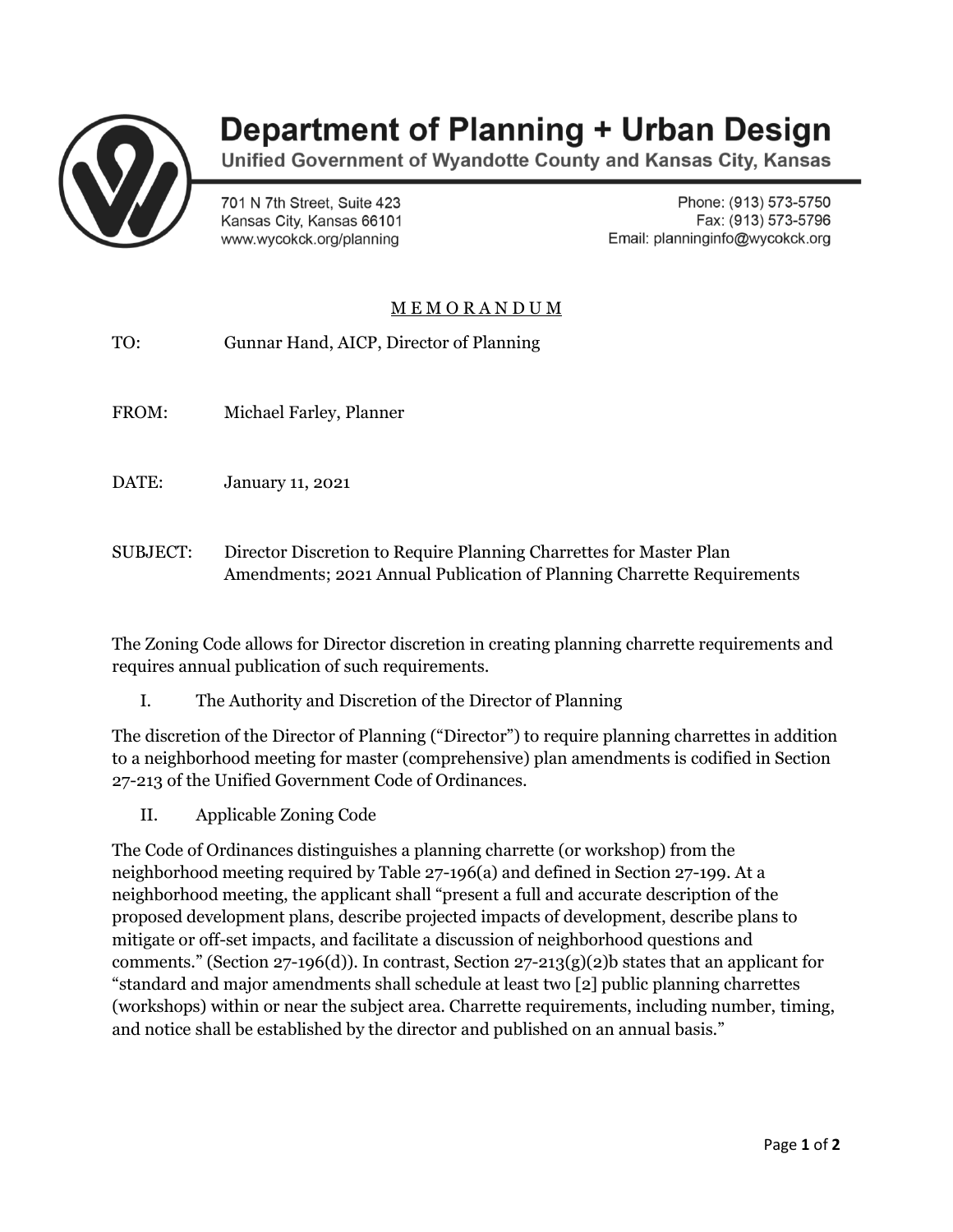# Department of Planning + Urban Design

**Unified Government of Wyandotte County and Kansas City, Kansas**

701 N 7th Street, Suite 423
Kansas City, Kansas 66101
www.wycokck.org/planning

Phone: (913) 573-5750
Fax: (913) 573-5796
Email: planninginfo@wycokck.org

## M E M O R A N D U M

TO: Gunnar Hand, AICP, Director of Planning

FROM: Michael Farley, Planner

DATE: January 11, 2021

SUBJECT: Director Discretion to Require Planning Charrettes for Master Plan Amendments; 2021 Annual Publication of Planning Charrette Requirements

The Zoning Code allows for Director discretion in creating planning charrette requirements and requires annual publication of such requirements.

### I. The Authority and Discretion of the Director of Planning

The discretion of the Director of Planning ("Director") to require planning charrettes in addition to a neighborhood meeting for master (comprehensive) plan amendments is codified in Section 27-213 of the Unified Government Code of Ordinances.

### II. Applicable Zoning Code

The Code of Ordinances distinguishes a planning charrette (or workshop) from the neighborhood meeting required by Table 27-196(a) and defined in Section 27-199. At a neighborhood meeting, the applicant shall "present a full and accurate description of the proposed development plans, describe projected impacts of development, describe plans to mitigate or off-set impacts, and facilitate a discussion of neighborhood questions and comments." (Section 27-196(d)). In contrast, Section 27-213(g)(2)b states that an applicant for "standard and major amendments shall schedule at least two [2] public planning charrettes (workshops) within or near the subject area. Charrette requirements, including number, timing, and notice shall be established by the director and published on an annual basis."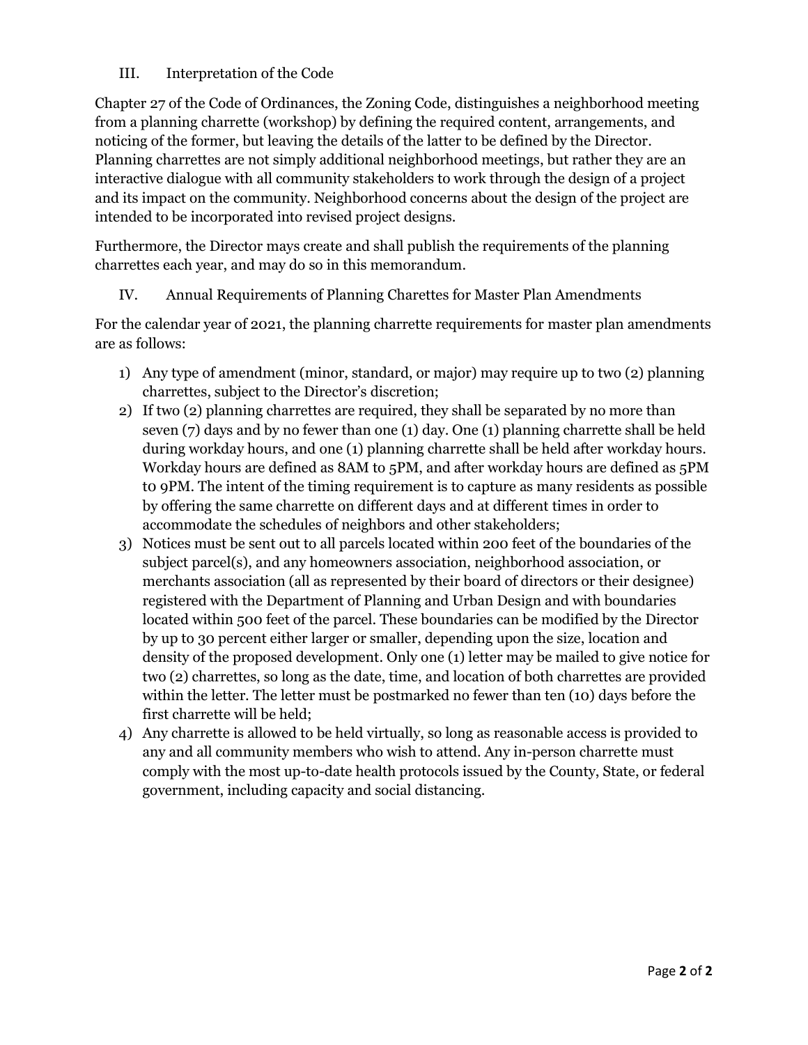## III. Interpretation of the Code

Chapter 27 of the Code of Ordinances, the Zoning Code, distinguishes a neighborhood meeting from a planning charrette (workshop) by defining the required content, arrangements, and noticing of the former, but leaving the details of the latter to be defined by the Director. Planning charrettes are not simply additional neighborhood meetings, but rather they are an interactive dialogue with all community stakeholders to work through the design of a project and its impact on the community. Neighborhood concerns about the design of the project are intended to be incorporated into revised project designs.

Furthermore, the Director mays create and shall publish the requirements of the planning charrettes each year, and may do so in this memorandum.

## IV. Annual Requirements of Planning Charettes for Master Plan Amendments

For the calendar year of 2021, the planning charrette requirements for master plan amendments are as follows:

1) Any type of amendment (minor, standard, or major) may require up to two (2) planning charrettes, subject to the Director's discretion;
2) If two (2) planning charrettes are required, they shall be separated by no more than seven (7) days and by no fewer than one (1) day. One (1) planning charrette shall be held during workday hours, and one (1) planning charrette shall be held after workday hours. Workday hours are defined as 8AM to 5PM, and after workday hours are defined as 5PM to 9PM. The intent of the timing requirement is to capture as many residents as possible by offering the same charrette on different days and at different times in order to accommodate the schedules of neighbors and other stakeholders;
3) Notices must be sent out to all parcels located within 200 feet of the boundaries of the subject parcel(s), and any homeowners association, neighborhood association, or merchants association (all as represented by their board of directors or their designee) registered with the Department of Planning and Urban Design and with boundaries located within 500 feet of the parcel. These boundaries can be modified by the Director by up to 30 percent either larger or smaller, depending upon the size, location and density of the proposed development. Only one (1) letter may be mailed to give notice for two (2) charrettes, so long as the date, time, and location of both charrettes are provided within the letter. The letter must be postmarked no fewer than ten (10) days before the first charrette will be held;
4) Any charrette is allowed to be held virtually, so long as reasonable access is provided to any and all community members who wish to attend. Any in-person charrette must comply with the most up-to-date health protocols issued by the County, State, or federal government, including capacity and social distancing.